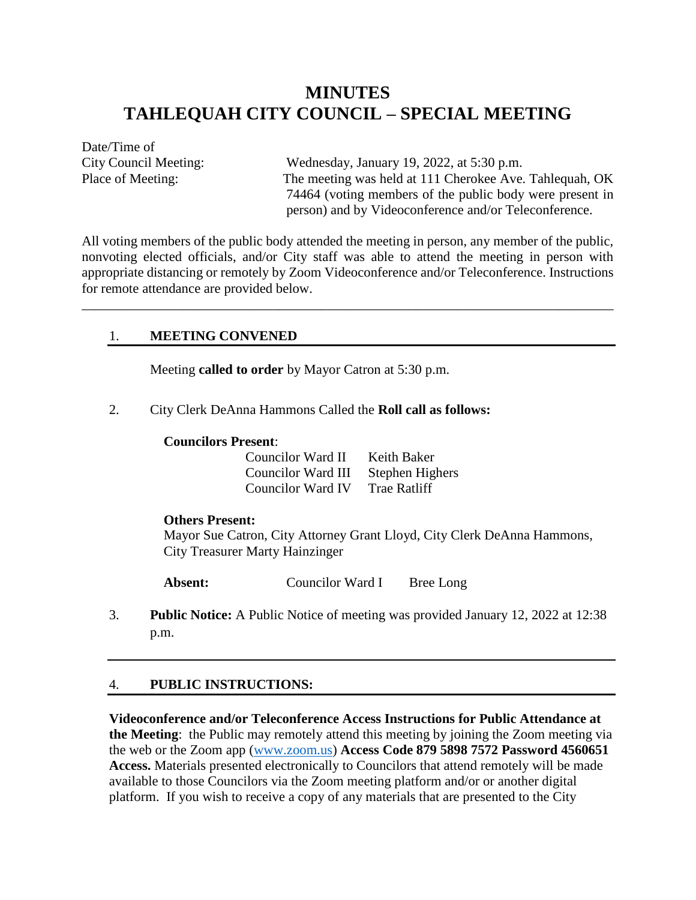# MINUTES
# TAHLEQUAH CITY COUNCIL – SPECIAL MEETING

| | |
|---|---|
| Date/Time of City Council Meeting: | Wednesday, January 19, 2022, at 5:30 p.m. |
| Place of Meeting: | The meeting was held at 111 Cherokee Ave. Tahlequah, OK 74464 (voting members of the public body were present in person) and by Videoconference and/or Teleconference. |

All voting members of the public body attended the meeting in person, any member of the public, nonvoting elected officials, and/or City staff was able to attend the meeting in person with appropriate distancing or remotely by Zoom Videoconference and/or Teleconference. Instructions for remote attendance are provided below.

---

## 1. MEETING CONVENED

Meeting **called to order** by Mayor Catron at 5:30 p.m.

2. City Clerk DeAnna Hammons Called the **Roll call as follows:**

**Councilors Present**:

| | |
|---|---|
| Councilor Ward II | Keith Baker |
| Councilor Ward III | Stephen Highers |
| Councilor Ward IV | Trae Ratliff |

**Others Present:**
Mayor Sue Catron, City Attorney Grant Lloyd, City Clerk DeAnna Hammons, City Treasurer Marty Hainzinger

**Absent:** Councilor Ward I Bree Long

3. **Public Notice:** A Public Notice of meeting was provided January 12, 2022 at 12:38 p.m.

## 4. PUBLIC INSTRUCTIONS:

**Videoconference and/or Teleconference Access Instructions for Public Attendance at the Meeting**: the Public may remotely attend this meeting by joining the Zoom meeting via the web or the Zoom app (www.zoom.us) **Access Code 879 5898 7572 Password 4560651 Access.** Materials presented electronically to Councilors that attend remotely will be made available to those Councilors via the Zoom meeting platform and/or or another digital platform. If you wish to receive a copy of any materials that are presented to the City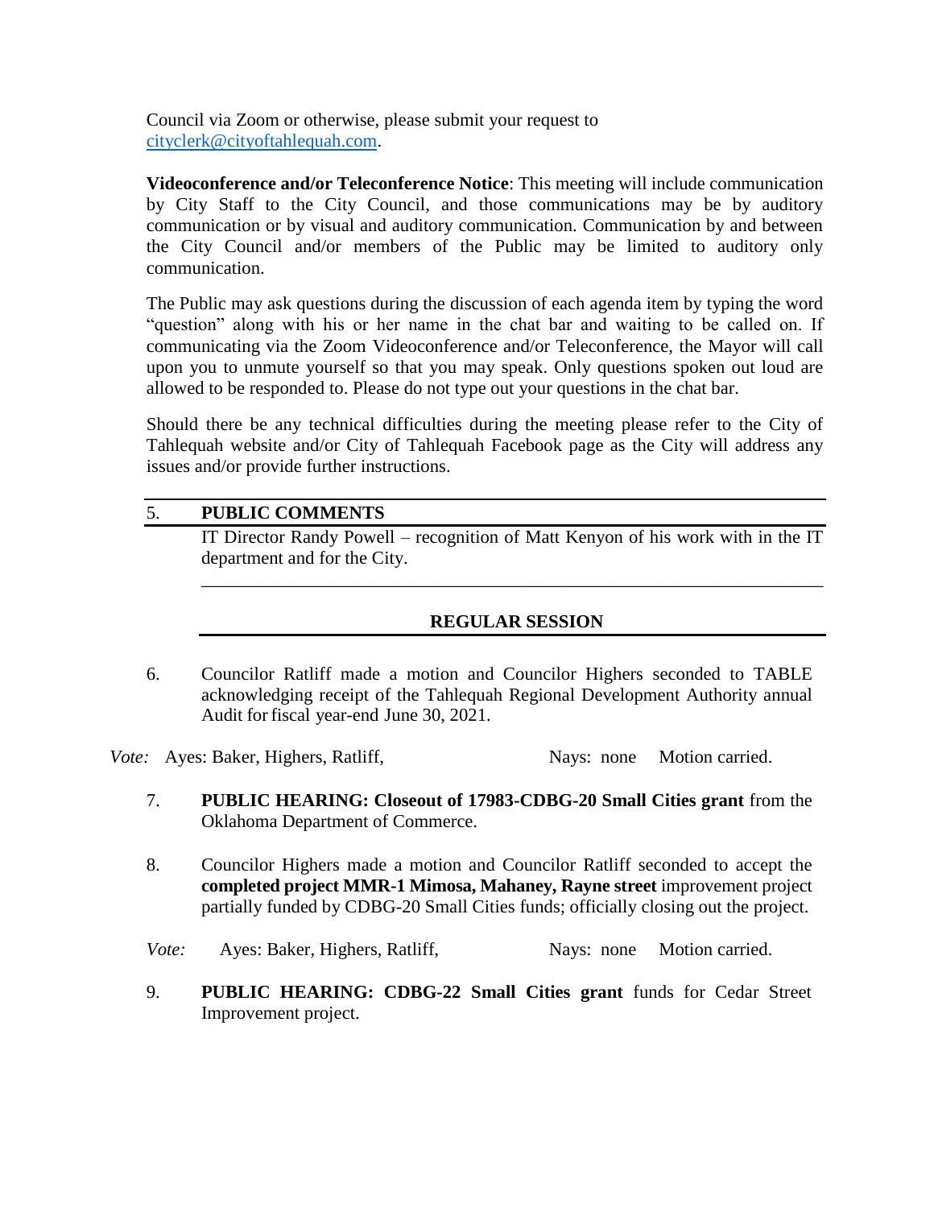Council via Zoom or otherwise, please submit your request to cityclerk@cityoftahlequah.com.

**Videoconference and/or Teleconference Notice**: This meeting will include communication by City Staff to the City Council, and those communications may be by auditory communication or by visual and auditory communication. Communication by and between the City Council and/or members of the Public may be limited to auditory only communication.

The Public may ask questions during the discussion of each agenda item by typing the word "question" along with his or her name in the chat bar and waiting to be called on. If communicating via the Zoom Videoconference and/or Teleconference, the Mayor will call upon you to unmute yourself so that you may speak. Only questions spoken out loud are allowed to be responded to. Please do not type out your questions in the chat bar.

Should there be any technical difficulties during the meeting please refer to the City of Tahlequah website and/or City of Tahlequah Facebook page as the City will address any issues and/or provide further instructions.

---

5. **PUBLIC COMMENTS**

   IT Director Randy Powell – recognition of Matt Kenyon of his work with in the IT department and for the City.

---

## REGULAR SESSION

6. Councilor Ratliff made a motion and Councilor Highers seconded to TABLE acknowledging receipt of the Tahlequah Regional Development Authority annual Audit for fiscal year-end June 30, 2021.

*Vote:* Ayes: Baker, Highers, Ratliff, Nays: none Motion carried.

7. **PUBLIC HEARING: Closeout of 17983-CDBG-20 Small Cities grant** from the Oklahoma Department of Commerce.

8. Councilor Highers made a motion and Councilor Ratliff seconded to accept the **completed project MMR-1 Mimosa, Mahaney, Rayne street** improvement project partially funded by CDBG-20 Small Cities funds; officially closing out the project.

*Vote:* Ayes: Baker, Highers, Ratliff, Nays: none Motion carried.

9. **PUBLIC HEARING: CDBG-22 Small Cities grant** funds for Cedar Street Improvement project.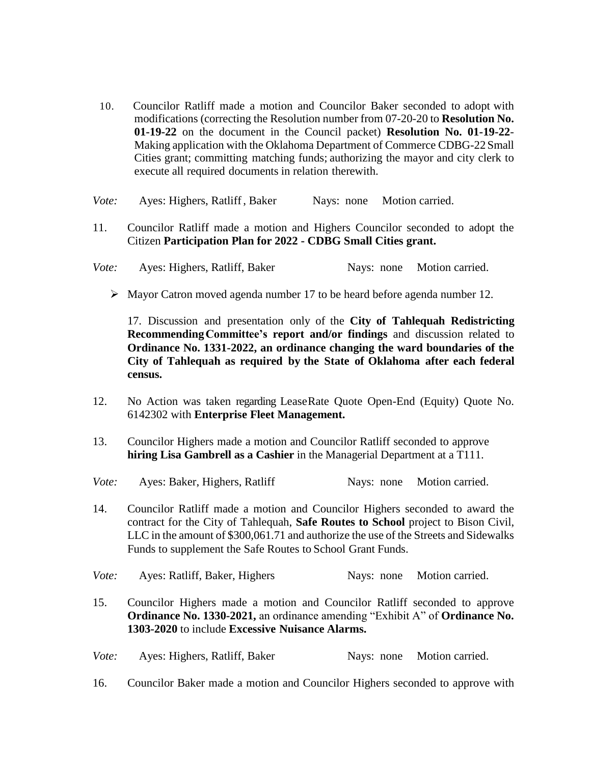10. Councilor Ratliff made a motion and Councilor Baker seconded to adopt with modifications (correcting the Resolution number from 07-20-20 to **Resolution No. 01-19-22** on the document in the Council packet) **Resolution No. 01-19-22**-Making application with the Oklahoma Department of Commerce CDBG-22 Small Cities grant; committing matching funds; authorizing the mayor and city clerk to execute all required documents in relation therewith.

*Vote:* Ayes: Highers, Ratliff, Baker Nays: none Motion carried.

11. Councilor Ratliff made a motion and Highers Councilor seconded to adopt the Citizen **Participation Plan for 2022 - CDBG Small Cities grant.**

*Vote:* Ayes: Highers, Ratliff, Baker Nays: none Motion carried.

- Mayor Catron moved agenda number 17 to be heard before agenda number 12.

  17. Discussion and presentation only of the **City of Tahlequah Redistricting Recommending Committee's report and/or findings** and discussion related to **Ordinance No. 1331-2022, an ordinance changing the ward boundaries of the City of Tahlequah as required by the State of Oklahoma after each federal census.**

12. No Action was taken regarding LeaseRate Quote Open-End (Equity) Quote No. 6142302 with **Enterprise Fleet Management.**

13. Councilor Highers made a motion and Councilor Ratliff seconded to approve **hiring Lisa Gambrell as a Cashier** in the Managerial Department at a T111.

*Vote:* Ayes: Baker, Highers, Ratliff Nays: none Motion carried.

14. Councilor Ratliff made a motion and Councilor Highers seconded to award the contract for the City of Tahlequah, **Safe Routes to School** project to Bison Civil, LLC in the amount of $300,061.71 and authorize the use of the Streets and Sidewalks Funds to supplement the Safe Routes to School Grant Funds.

*Vote:* Ayes: Ratliff, Baker, Highers Nays: none Motion carried.

15. Councilor Highers made a motion and Councilor Ratliff seconded to approve **Ordinance No. 1330-2021,** an ordinance amending "Exhibit A" of **Ordinance No. 1303-2020** to include **Excessive Nuisance Alarms.**

*Vote:* Ayes: Highers, Ratliff, Baker Nays: none Motion carried.

16. Councilor Baker made a motion and Councilor Highers seconded to approve with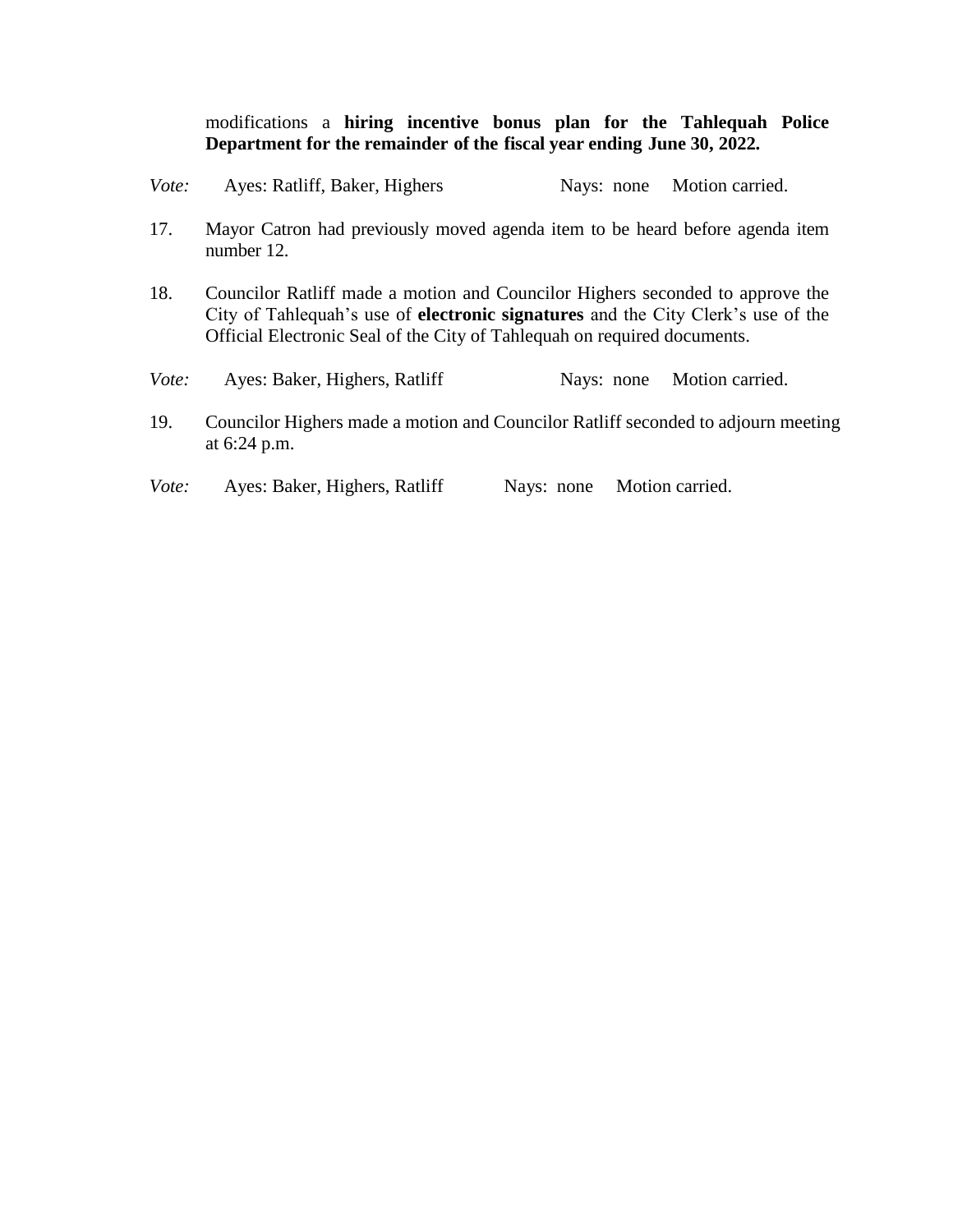modifications a **hiring incentive bonus plan for the Tahlequah Police Department for the remainder of the fiscal year ending June 30, 2022.**

*Vote:* Ayes: Ratliff, Baker, Highers Nays: none Motion carried.

17. Mayor Catron had previously moved agenda item to be heard before agenda item number 12.

18. Councilor Ratliff made a motion and Councilor Highers seconded to approve the City of Tahlequah's use of **electronic signatures** and the City Clerk's use of the Official Electronic Seal of the City of Tahlequah on required documents.

*Vote:* Ayes: Baker, Highers, Ratliff Nays: none Motion carried.

19. Councilor Highers made a motion and Councilor Ratliff seconded to adjourn meeting at 6:24 p.m.

*Vote:* Ayes: Baker, Highers, Ratliff Nays: none Motion carried.